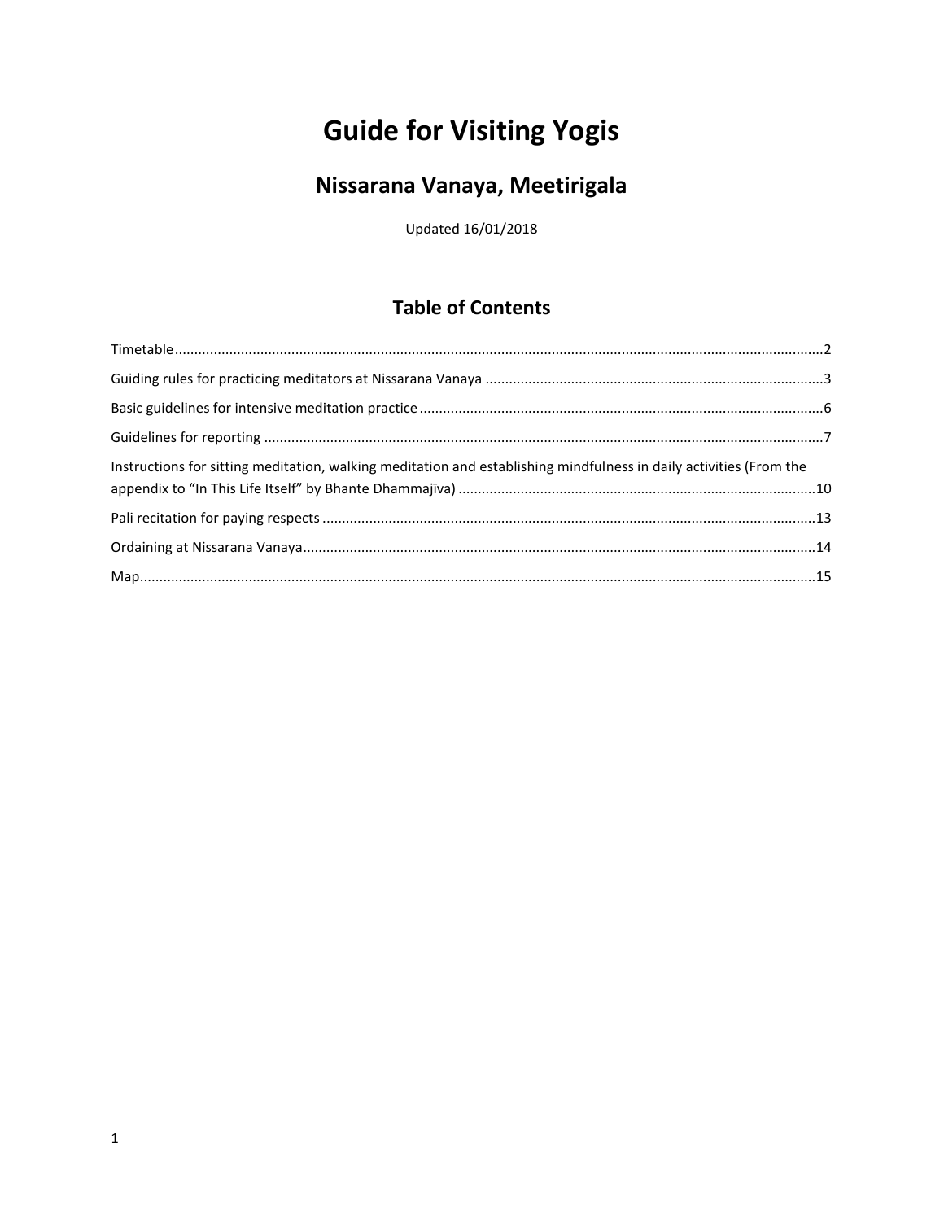# Guide for Visiting Yogis

## Nissarana Vanaya, Meetirigala

Updated 16/01/2018

## Table of Contents

Timetable....................2

Guiding rules for practicing meditators at Nissarana Vanaya....................3

Basic guidelines for intensive meditation practice....................6

Guidelines for reporting....................7

Instructions for sitting meditation, walking meditation and establishing mindfulness in daily activities (From the appendix to "In This Life Itself" by Bhante Dhammajīva)....................10

Pali recitation for paying respects....................13

Ordaining at Nissarana Vanaya....................14

Map....................15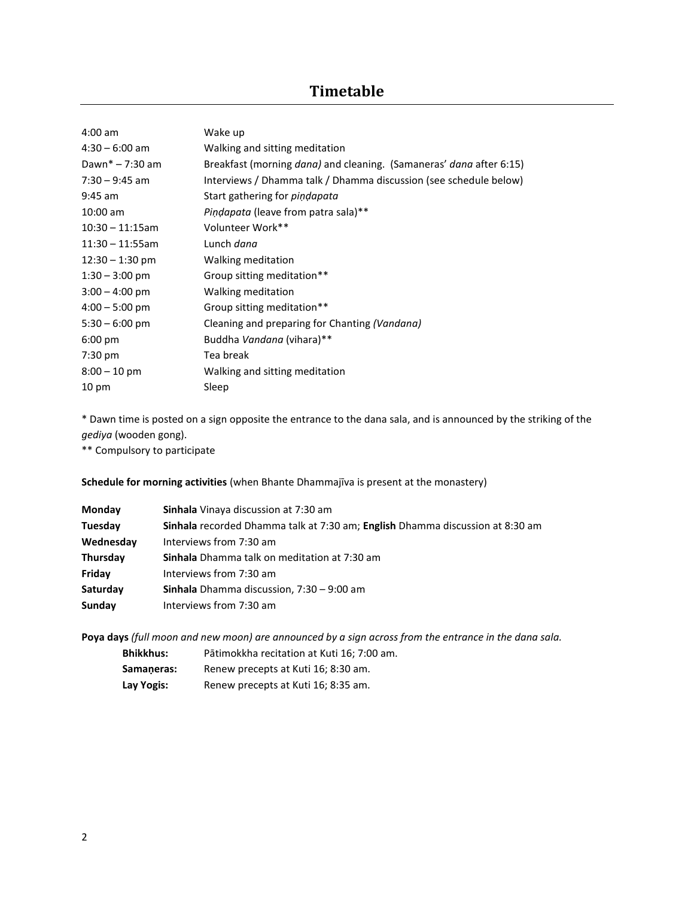# Timetable

| | |
|---|---|
| 4:00 am | Wake up |
| 4:30 – 6:00 am | Walking and sitting meditation |
| Dawn* – 7:30 am | Breakfast (morning *dana)* and cleaning. (Samaneras' *dana* after 6:15) |
| 7:30 – 9:45 am | Interviews / Dhamma talk / Dhamma discussion (see schedule below) |
| 9:45 am | Start gathering for *piṇḍapata* |
| 10:00 am | *Piṇḍapata* (leave from patra sala)** |
| 10:30 – 11:15am | Volunteer Work** |
| 11:30 – 11:55am | Lunch *dana* |
| 12:30 – 1:30 pm | Walking meditation |
| 1:30 – 3:00 pm | Group sitting meditation** |
| 3:00 – 4:00 pm | Walking meditation |
| 4:00 – 5:00 pm | Group sitting meditation** |
| 5:30 – 6:00 pm | Cleaning and preparing for Chanting *(Vandana)* |
| 6:00 pm | Buddha *Vandana* (vihara)** |
| 7:30 pm | Tea break |
| 8:00 – 10 pm | Walking and sitting meditation |
| 10 pm | Sleep |

* Dawn time is posted on a sign opposite the entrance to the dana sala, and is announced by the striking of the *gediya* (wooden gong).

** Compulsory to participate

**Schedule for morning activities** (when Bhante Dhammajīva is present at the monastery)

| | |
|---|---|
| **Monday** | **Sinhala** Vinaya discussion at 7:30 am |
| **Tuesday** | **Sinhala** recorded Dhamma talk at 7:30 am; **English** Dhamma discussion at 8:30 am |
| **Wednesday** | Interviews from 7:30 am |
| **Thursday** | **Sinhala** Dhamma talk on meditation at 7:30 am |
| **Friday** | Interviews from 7:30 am |
| **Saturday** | **Sinhala** Dhamma discussion, 7:30 – 9:00 am |
| **Sunday** | Interviews from 7:30 am |

**Poya days** *(full moon and new moon) are announced by a sign across from the entrance in the dana sala.*

| | |
|---|---|
| **Bhikkhus:** | Pātimokkha recitation at Kuti 16; 7:00 am. |
| **Samaṇeras:** | Renew precepts at Kuti 16; 8:30 am. |
| **Lay Yogis:** | Renew precepts at Kuti 16; 8:35 am. |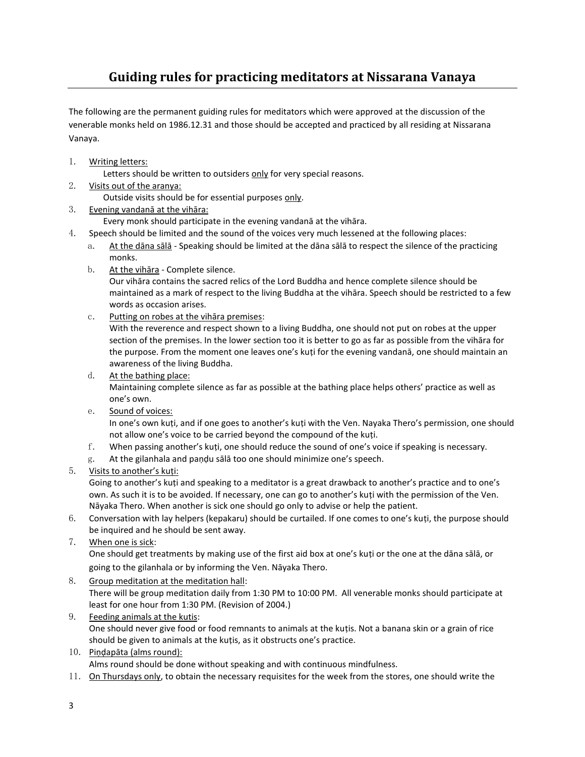# Guiding rules for practicing meditators at Nissarana Vanaya

The following are the permanent guiding rules for meditators which were approved at the discussion of the venerable monks held on 1986.12.31 and those should be accepted and practiced by all residing at Nissarana Vanaya.

1. <u>Writing letters:</u>
   Letters should be written to outsiders <u>only</u> for very special reasons.
2. <u>Visits out of the aranya:</u>
   Outside visits should be for essential purposes <u>only</u>.
3. <u>Evening vandanā at the vihāra:</u>
   Every monk should participate in the evening vandanā at the vihāra.
4. Speech should be limited and the sound of the voices very much lessened at the following places:
   a. <u>At the dāna sālā</u> - Speaking should be limited at the dāna sālā to respect the silence of the practicing monks.
   b. <u>At the vihāra</u> - Complete silence.
      Our vihāra contains the sacred relics of the Lord Buddha and hence complete silence should be maintained as a mark of respect to the living Buddha at the vihāra. Speech should be restricted to a few words as occasion arises.
   c. <u>Putting on robes at the vihāra premises</u>:
      With the reverence and respect shown to a living Buddha, one should not put on robes at the upper section of the premises. In the lower section too it is better to go as far as possible from the vihāra for the purpose. From the moment one leaves one's kuṭi for the evening vandanā, one should maintain an awareness of the living Buddha.
   d. <u>At the bathing place:</u>
      Maintaining complete silence as far as possible at the bathing place helps others' practice as well as one's own.
   e. <u>Sound of voices:</u>
      In one's own kuṭi, and if one goes to another's kuṭi with the Ven. Nayaka Thero's permission, one should not allow one's voice to be carried beyond the compound of the kuṭi.
   f. When passing another's kuṭi, one should reduce the sound of one's voice if speaking is necessary.
   g. At the gilanhala and paṇḍu sālā too one should minimize one's speech.
5. <u>Visits to another's kuṭi:</u>
   Going to another's kuṭi and speaking to a meditator is a great drawback to another's practice and to one's own. As such it is to be avoided. If necessary, one can go to another's kuṭi with the permission of the Ven. Nāyaka Thero. When another is sick one should go only to advise or help the patient.
6. Conversation with lay helpers (kepakaru) should be curtailed. If one comes to one's kuṭi, the purpose should be inquired and he should be sent away.
7. <u>When one is sick</u>:
   One should get treatments by making use of the first aid box at one's kuṭi or the one at the dāna sālā, or going to the gilanhala or by informing the Ven. Nāyaka Thero.
8. <u>Group meditation at the meditation hall</u>:
   There will be group meditation daily from 1:30 PM to 10:00 PM. All venerable monks should participate at least for one hour from 1:30 PM. (Revision of 2004.)
9. <u>Feeding animals at the kutis</u>:
   One should never give food or food remnants to animals at the kuṭis. Not a banana skin or a grain of rice should be given to animals at the kuṭis, as it obstructs one's practice.
10. <u>Piṇḍapāta (alms round):</u>
    Alms round should be done without speaking and with continuous mindfulness.
11. <u>On Thursdays only</u>, to obtain the necessary requisites for the week from the stores, one should write the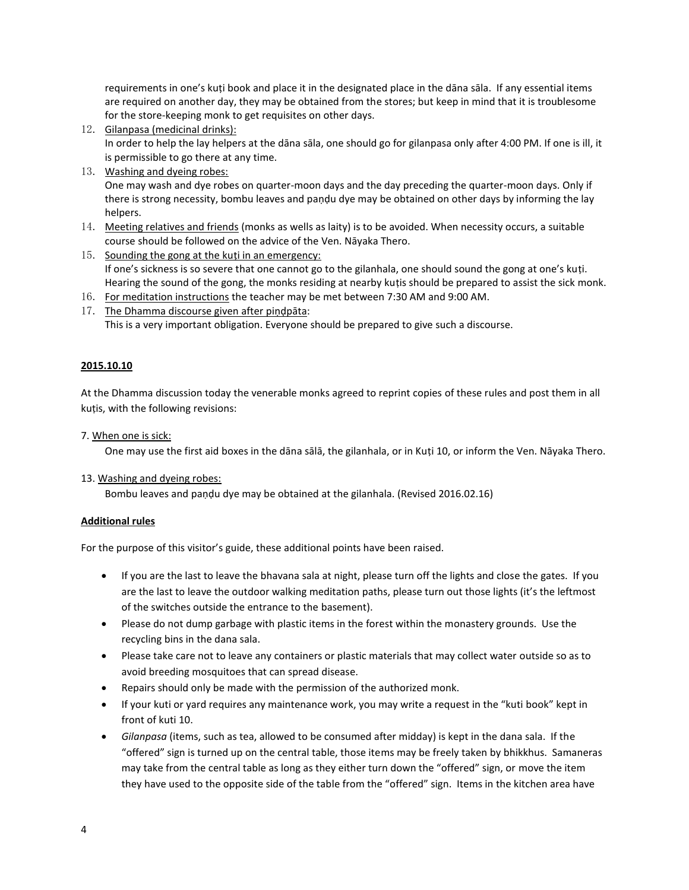requirements in one's kuṭi book and place it in the designated place in the dāna sāla. If any essential items are required on another day, they may be obtained from the stores; but keep in mind that it is troublesome for the store-keeping monk to get requisites on other days.

12. Gilanpasa (medicinal drinks):
    In order to help the lay helpers at the dāna sāla, one should go for gilanpasa only after 4:00 PM. If one is ill, it is permissible to go there at any time.
13. Washing and dyeing robes:
    One may wash and dye robes on quarter-moon days and the day preceding the quarter-moon days. Only if there is strong necessity, bombu leaves and paṇḍu dye may be obtained on other days by informing the lay helpers.
14. Meeting relatives and friends (monks as wells as laity) is to be avoided. When necessity occurs, a suitable course should be followed on the advice of the Ven. Nāyaka Thero.
15. Sounding the gong at the kuṭi in an emergency:
    If one's sickness is so severe that one cannot go to the gilanhala, one should sound the gong at one's kuṭi. Hearing the sound of the gong, the monks residing at nearby kuṭis should be prepared to assist the sick monk.
16. For meditation instructions the teacher may be met between 7:30 AM and 9:00 AM.
17. The Dhamma discourse given after piṇḍpāta:
    This is a very important obligation. Everyone should be prepared to give such a discourse.

**2015.10.10**

At the Dhamma discussion today the venerable monks agreed to reprint copies of these rules and post them in all kuṭis, with the following revisions:

7. When one is sick:
   One may use the first aid boxes in the dāna sālā, the gilanhala, or in Kuṭi 10, or inform the Ven. Nāyaka Thero.

13. Washing and dyeing robes:
    Bombu leaves and paṇḍu dye may be obtained at the gilanhala. (Revised 2016.02.16)

**Additional rules**

For the purpose of this visitor's guide, these additional points have been raised.

- If you are the last to leave the bhavana sala at night, please turn off the lights and close the gates. If you are the last to leave the outdoor walking meditation paths, please turn out those lights (it's the leftmost of the switches outside the entrance to the basement).
- Please do not dump garbage with plastic items in the forest within the monastery grounds. Use the recycling bins in the dana sala.
- Please take care not to leave any containers or plastic materials that may collect water outside so as to avoid breeding mosquitoes that can spread disease.
- Repairs should only be made with the permission of the authorized monk.
- If your kuti or yard requires any maintenance work, you may write a request in the "kuti book" kept in front of kuti 10.
- *Gilanpasa* (items, such as tea, allowed to be consumed after midday) is kept in the dana sala. If the "offered" sign is turned up on the central table, those items may be freely taken by bhikkhus. Samaneras may take from the central table as long as they either turn down the "offered" sign, or move the item they have used to the opposite side of the table from the "offered" sign. Items in the kitchen area have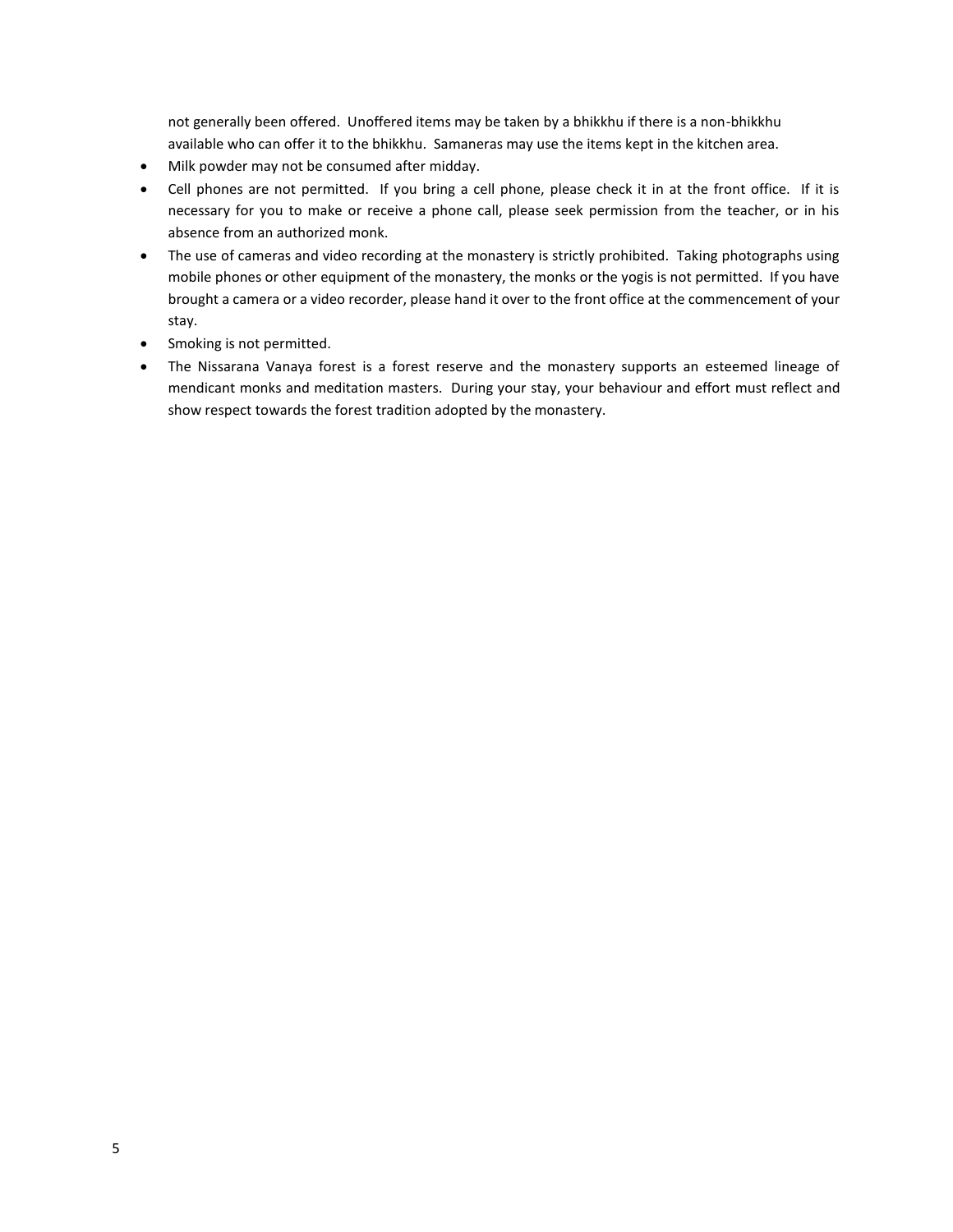not generally been offered. Unoffered items may be taken by a bhikkhu if there is a non-bhikkhu available who can offer it to the bhikkhu. Samaneras may use the items kept in the kitchen area.

- Milk powder may not be consumed after midday.
- Cell phones are not permitted. If you bring a cell phone, please check it in at the front office. If it is necessary for you to make or receive a phone call, please seek permission from the teacher, or in his absence from an authorized monk.
- The use of cameras and video recording at the monastery is strictly prohibited. Taking photographs using mobile phones or other equipment of the monastery, the monks or the yogis is not permitted. If you have brought a camera or a video recorder, please hand it over to the front office at the commencement of your stay.
- Smoking is not permitted.
- The Nissarana Vanaya forest is a forest reserve and the monastery supports an esteemed lineage of mendicant monks and meditation masters. During your stay, your behaviour and effort must reflect and show respect towards the forest tradition adopted by the monastery.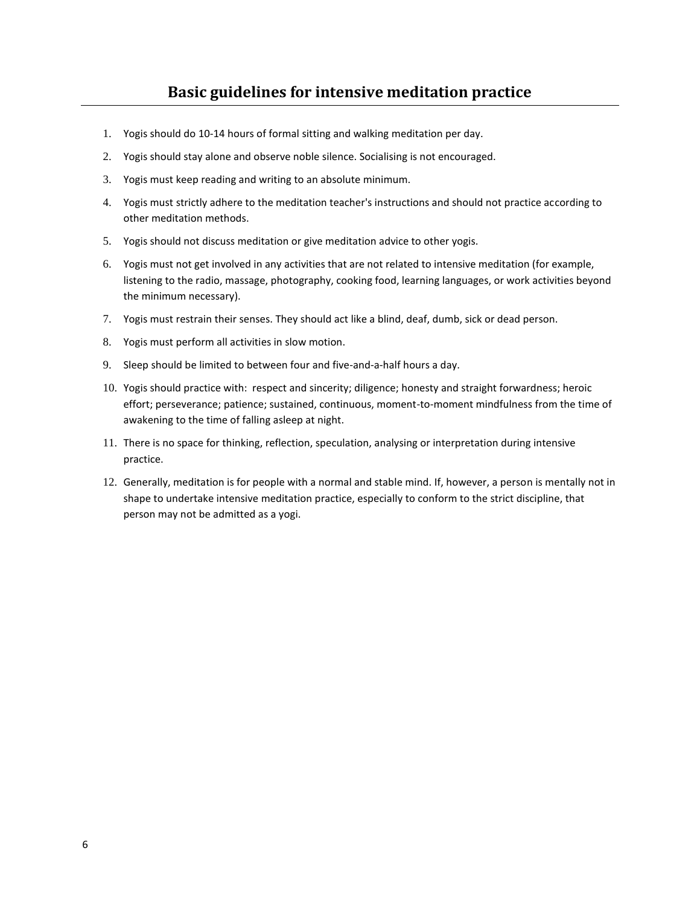## Basic guidelines for intensive meditation practice

1. Yogis should do 10-14 hours of formal sitting and walking meditation per day.
2. Yogis should stay alone and observe noble silence. Socialising is not encouraged.
3. Yogis must keep reading and writing to an absolute minimum.
4. Yogis must strictly adhere to the meditation teacher's instructions and should not practice according to other meditation methods.
5. Yogis should not discuss meditation or give meditation advice to other yogis.
6. Yogis must not get involved in any activities that are not related to intensive meditation (for example, listening to the radio, massage, photography, cooking food, learning languages, or work activities beyond the minimum necessary).
7. Yogis must restrain their senses. They should act like a blind, deaf, dumb, sick or dead person.
8. Yogis must perform all activities in slow motion.
9. Sleep should be limited to between four and five-and-a-half hours a day.
10. Yogis should practice with: respect and sincerity; diligence; honesty and straight forwardness; heroic effort; perseverance; patience; sustained, continuous, moment-to-moment mindfulness from the time of awakening to the time of falling asleep at night.
11. There is no space for thinking, reflection, speculation, analysing or interpretation during intensive practice.
12. Generally, meditation is for people with a normal and stable mind. If, however, a person is mentally not in shape to undertake intensive meditation practice, especially to conform to the strict discipline, that person may not be admitted as a yogi.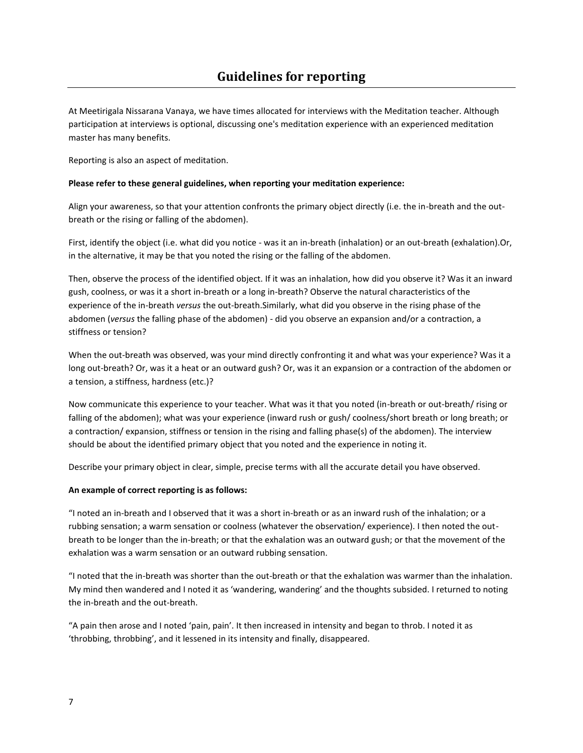## Guidelines for reporting

At Meetirigala Nissarana Vanaya, we have times allocated for interviews with the Meditation teacher. Although participation at interviews is optional, discussing one's meditation experience with an experienced meditation master has many benefits.

Reporting is also an aspect of meditation.

**Please refer to these general guidelines, when reporting your meditation experience:**

Align your awareness, so that your attention confronts the primary object directly (i.e. the in-breath and the out-breath or the rising or falling of the abdomen).

First, identify the object (i.e. what did you notice - was it an in-breath (inhalation) or an out-breath (exhalation).Or, in the alternative, it may be that you noted the rising or the falling of the abdomen.

Then, observe the process of the identified object. If it was an inhalation, how did you observe it? Was it an inward gush, coolness, or was it a short in-breath or a long in-breath? Observe the natural characteristics of the experience of the in-breath *versus* the out-breath.Similarly, what did you observe in the rising phase of the abdomen (*versus* the falling phase of the abdomen) - did you observe an expansion and/or a contraction, a stiffness or tension?

When the out-breath was observed, was your mind directly confronting it and what was your experience? Was it a long out-breath? Or, was it a heat or an outward gush? Or, was it an expansion or a contraction of the abdomen or a tension, a stiffness, hardness (etc.)?

Now communicate this experience to your teacher. What was it that you noted (in-breath or out-breath/ rising or falling of the abdomen); what was your experience (inward rush or gush/ coolness/short breath or long breath; or a contraction/ expansion, stiffness or tension in the rising and falling phase(s) of the abdomen). The interview should be about the identified primary object that you noted and the experience in noting it.

Describe your primary object in clear, simple, precise terms with all the accurate detail you have observed.

**An example of correct reporting is as follows:**

"I noted an in-breath and I observed that it was a short in-breath or as an inward rush of the inhalation; or a rubbing sensation; a warm sensation or coolness (whatever the observation/ experience). I then noted the out-breath to be longer than the in-breath; or that the exhalation was an outward gush; or that the movement of the exhalation was a warm sensation or an outward rubbing sensation.

"I noted that the in-breath was shorter than the out-breath or that the exhalation was warmer than the inhalation. My mind then wandered and I noted it as 'wandering, wandering' and the thoughts subsided. I returned to noting the in-breath and the out-breath.

"A pain then arose and I noted 'pain, pain'. It then increased in intensity and began to throb. I noted it as 'throbbing, throbbing', and it lessened in its intensity and finally, disappeared.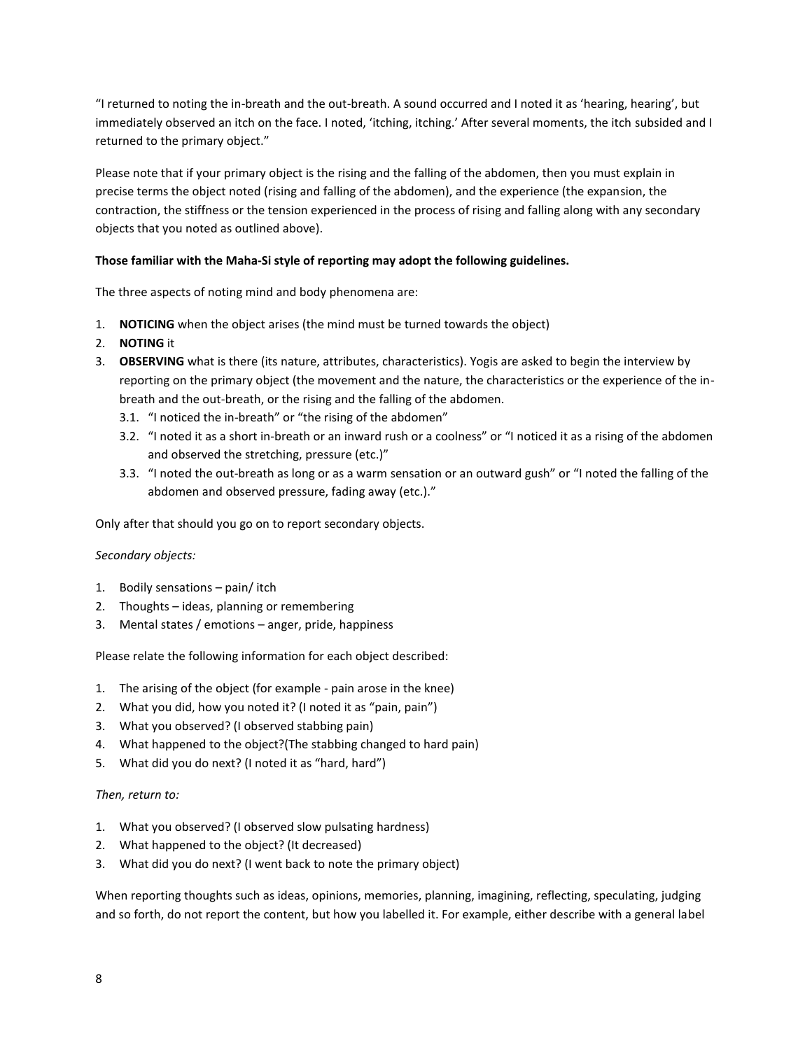"I returned to noting the in-breath and the out-breath. A sound occurred and I noted it as 'hearing, hearing', but immediately observed an itch on the face. I noted, 'itching, itching.' After several moments, the itch subsided and I returned to the primary object."

Please note that if your primary object is the rising and the falling of the abdomen, then you must explain in precise terms the object noted (rising and falling of the abdomen), and the experience (the expansion, the contraction, the stiffness or the tension experienced in the process of rising and falling along with any secondary objects that you noted as outlined above).

**Those familiar with the Maha-Si style of reporting may adopt the following guidelines.**

The three aspects of noting mind and body phenomena are:

1. **NOTICING** when the object arises (the mind must be turned towards the object)
2. **NOTING** it
3. **OBSERVING** what is there (its nature, attributes, characteristics). Yogis are asked to begin the interview by reporting on the primary object (the movement and the nature, the characteristics or the experience of the in-breath and the out-breath, or the rising and the falling of the abdomen.
   3.1. "I noticed the in-breath" or "the rising of the abdomen"
   3.2. "I noted it as a short in-breath or an inward rush or a coolness" or "I noticed it as a rising of the abdomen and observed the stretching, pressure (etc.)"
   3.3. "I noted the out-breath as long or as a warm sensation or an outward gush" or "I noted the falling of the abdomen and observed pressure, fading away (etc.)."

Only after that should you go on to report secondary objects.

*Secondary objects:*

1. Bodily sensations – pain/ itch
2. Thoughts – ideas, planning or remembering
3. Mental states / emotions – anger, pride, happiness

Please relate the following information for each object described:

1. The arising of the object (for example - pain arose in the knee)
2. What you did, how you noted it? (I noted it as "pain, pain")
3. What you observed? (I observed stabbing pain)
4. What happened to the object?(The stabbing changed to hard pain)
5. What did you do next? (I noted it as "hard, hard")

*Then, return to:*

1. What you observed? (I observed slow pulsating hardness)
2. What happened to the object? (It decreased)
3. What did you do next? (I went back to note the primary object)

When reporting thoughts such as ideas, opinions, memories, planning, imagining, reflecting, speculating, judging and so forth, do not report the content, but how you labelled it. For example, either describe with a general label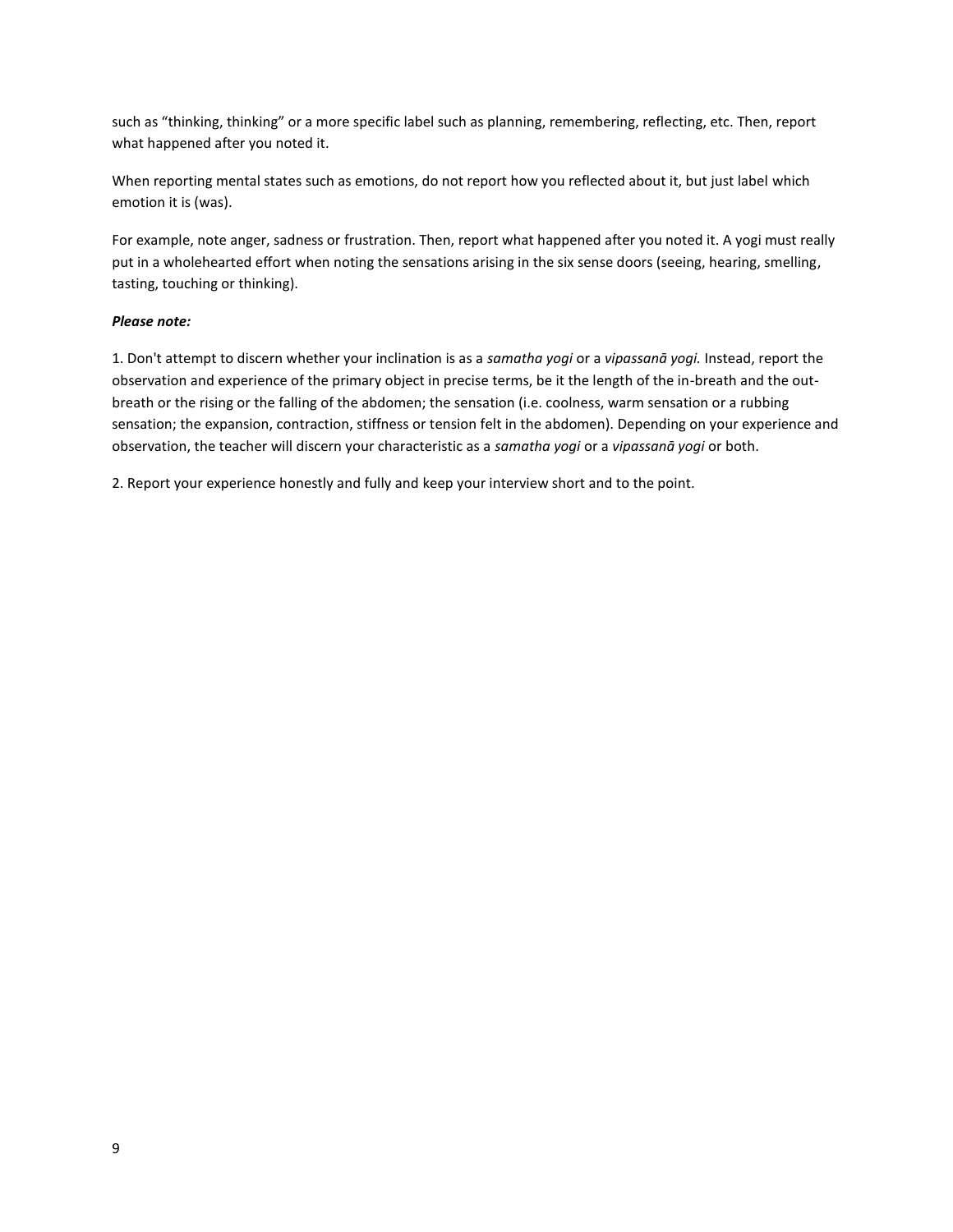such as “thinking, thinking” or a more specific label such as planning, remembering, reflecting, etc. Then, report what happened after you noted it.

When reporting mental states such as emotions, do not report how you reflected about it, but just label which emotion it is (was).

For example, note anger, sadness or frustration. Then, report what happened after you noted it. A yogi must really put in a wholehearted effort when noting the sensations arising in the six sense doors (seeing, hearing, smelling, tasting, touching or thinking).

***Please note:***

1. Don't attempt to discern whether your inclination is as a *samatha yogi* or a *vipassanā yogi.* Instead, report the observation and experience of the primary object in precise terms, be it the length of the in-breath and the out-breath or the rising or the falling of the abdomen; the sensation (i.e. coolness, warm sensation or a rubbing sensation; the expansion, contraction, stiffness or tension felt in the abdomen). Depending on your experience and observation, the teacher will discern your characteristic as a *samatha yogi* or a *vipassanā yogi* or both.

2. Report your experience honestly and fully and keep your interview short and to the point.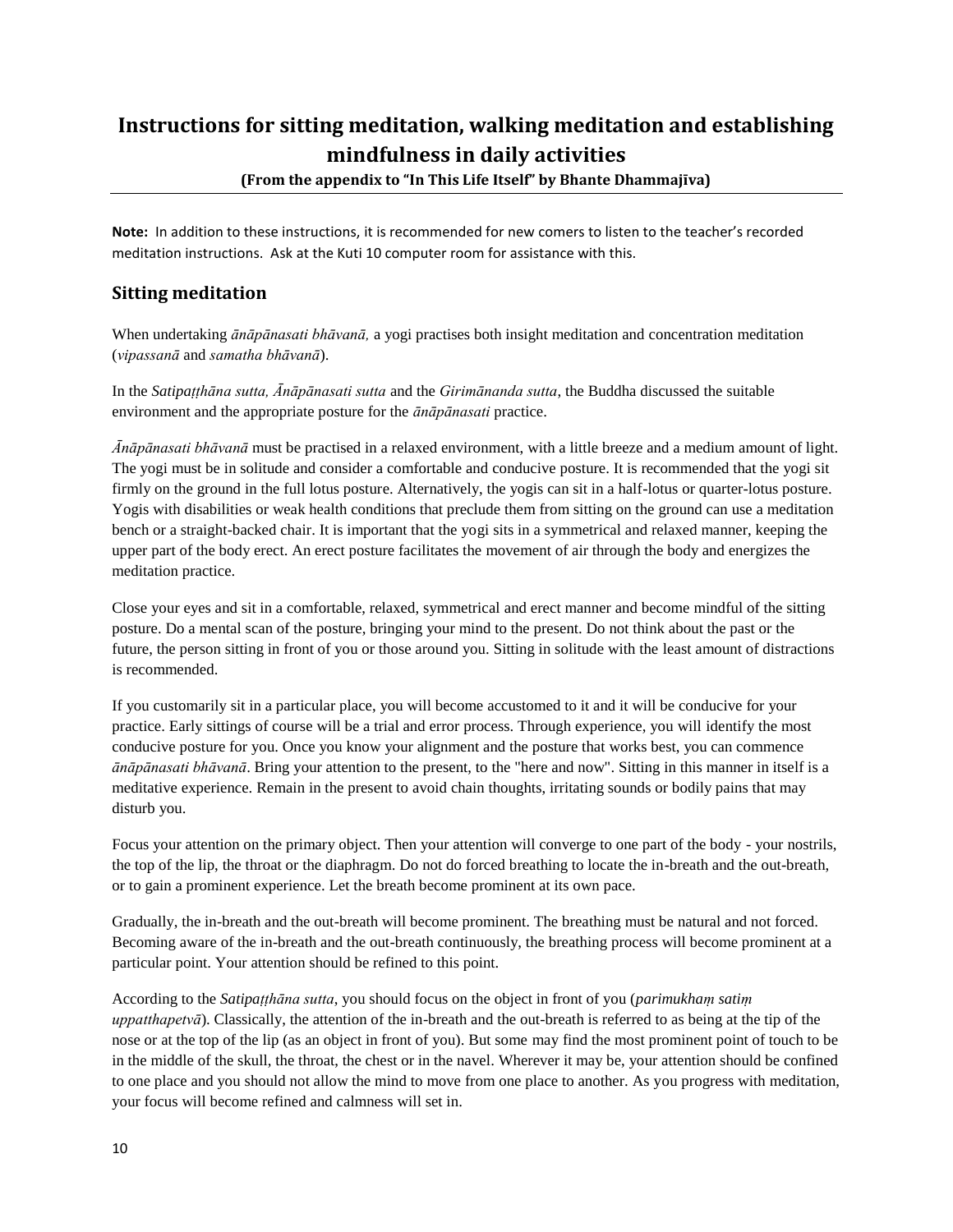# Instructions for sitting meditation, walking meditation and establishing mindfulness in daily activities

**(From the appendix to "In This Life Itself" by Bhante Dhammajīva)**

**Note:** In addition to these instructions, it is recommended for new comers to listen to the teacher's recorded meditation instructions. Ask at the Kuti 10 computer room for assistance with this.

## Sitting meditation

When undertaking *ānāpānasati bhāvanā,* a yogi practises both insight meditation and concentration meditation (*vipassanā* and *samatha bhāvanā*).

In the *Satipaṭṭhāna sutta, Ānāpānasati sutta* and the *Girimānanda sutta*, the Buddha discussed the suitable environment and the appropriate posture for the *ānāpānasati* practice.

*Ānāpānasati bhāvanā* must be practised in a relaxed environment, with a little breeze and a medium amount of light. The yogi must be in solitude and consider a comfortable and conducive posture. It is recommended that the yogi sit firmly on the ground in the full lotus posture. Alternatively, the yogis can sit in a half-lotus or quarter-lotus posture. Yogis with disabilities or weak health conditions that preclude them from sitting on the ground can use a meditation bench or a straight-backed chair. It is important that the yogi sits in a symmetrical and relaxed manner, keeping the upper part of the body erect. An erect posture facilitates the movement of air through the body and energizes the meditation practice.

Close your eyes and sit in a comfortable, relaxed, symmetrical and erect manner and become mindful of the sitting posture. Do a mental scan of the posture, bringing your mind to the present. Do not think about the past or the future, the person sitting in front of you or those around you. Sitting in solitude with the least amount of distractions is recommended.

If you customarily sit in a particular place, you will become accustomed to it and it will be conducive for your practice. Early sittings of course will be a trial and error process. Through experience, you will identify the most conducive posture for you. Once you know your alignment and the posture that works best, you can commence *ānāpānasati bhāvanā*. Bring your attention to the present, to the "here and now". Sitting in this manner in itself is a meditative experience. Remain in the present to avoid chain thoughts, irritating sounds or bodily pains that may disturb you.

Focus your attention on the primary object. Then your attention will converge to one part of the body - your nostrils, the top of the lip, the throat or the diaphragm. Do not do forced breathing to locate the in-breath and the out-breath, or to gain a prominent experience. Let the breath become prominent at its own pace.

Gradually, the in-breath and the out-breath will become prominent. The breathing must be natural and not forced. Becoming aware of the in-breath and the out-breath continuously, the breathing process will become prominent at a particular point. Your attention should be refined to this point.

According to the *Satipaṭṭhāna sutta*, you should focus on the object in front of you (*parimukhaṃ satiṃ uppatthapetvā*). Classically, the attention of the in-breath and the out-breath is referred to as being at the tip of the nose or at the top of the lip (as an object in front of you). But some may find the most prominent point of touch to be in the middle of the skull, the throat, the chest or in the navel. Wherever it may be, your attention should be confined to one place and you should not allow the mind to move from one place to another. As you progress with meditation, your focus will become refined and calmness will set in.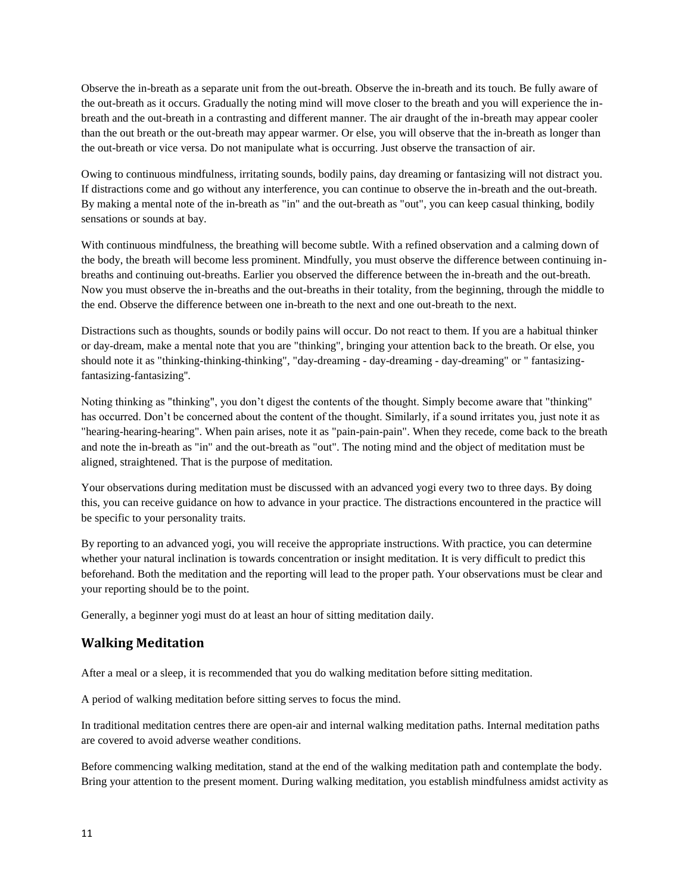Observe the in-breath as a separate unit from the out-breath. Observe the in-breath and its touch. Be fully aware of the out-breath as it occurs. Gradually the noting mind will move closer to the breath and you will experience the in-breath and the out-breath in a contrasting and different manner. The air draught of the in-breath may appear cooler than the out breath or the out-breath may appear warmer. Or else, you will observe that the in-breath as longer than the out-breath or vice versa. Do not manipulate what is occurring. Just observe the transaction of air.

Owing to continuous mindfulness, irritating sounds, bodily pains, day dreaming or fantasizing will not distract you. If distractions come and go without any interference, you can continue to observe the in-breath and the out-breath. By making a mental note of the in-breath as "in" and the out-breath as "out", you can keep casual thinking, bodily sensations or sounds at bay.

With continuous mindfulness, the breathing will become subtle. With a refined observation and a calming down of the body, the breath will become less prominent. Mindfully, you must observe the difference between continuing in-breaths and continuing out-breaths. Earlier you observed the difference between the in-breath and the out-breath. Now you must observe the in-breaths and the out-breaths in their totality, from the beginning, through the middle to the end. Observe the difference between one in-breath to the next and one out-breath to the next.

Distractions such as thoughts, sounds or bodily pains will occur. Do not react to them. If you are a habitual thinker or day-dream, make a mental note that you are "thinking", bringing your attention back to the breath. Or else, you should note it as "thinking-thinking-thinking", "day-dreaming - day-dreaming - day-dreaming" or " fantasizing-fantasizing-fantasizing".

Noting thinking as "thinking", you don't digest the contents of the thought. Simply become aware that "thinking" has occurred. Don't be concerned about the content of the thought. Similarly, if a sound irritates you, just note it as "hearing-hearing-hearing". When pain arises, note it as "pain-pain-pain". When they recede, come back to the breath and note the in-breath as "in" and the out-breath as "out". The noting mind and the object of meditation must be aligned, straightened. That is the purpose of meditation.

Your observations during meditation must be discussed with an advanced yogi every two to three days. By doing this, you can receive guidance on how to advance in your practice. The distractions encountered in the practice will be specific to your personality traits.

By reporting to an advanced yogi, you will receive the appropriate instructions. With practice, you can determine whether your natural inclination is towards concentration or insight meditation. It is very difficult to predict this beforehand. Both the meditation and the reporting will lead to the proper path. Your observations must be clear and your reporting should be to the point.

Generally, a beginner yogi must do at least an hour of sitting meditation daily.

## Walking Meditation

After a meal or a sleep, it is recommended that you do walking meditation before sitting meditation.

A period of walking meditation before sitting serves to focus the mind.

In traditional meditation centres there are open-air and internal walking meditation paths. Internal meditation paths are covered to avoid adverse weather conditions.

Before commencing walking meditation, stand at the end of the walking meditation path and contemplate the body. Bring your attention to the present moment. During walking meditation, you establish mindfulness amidst activity as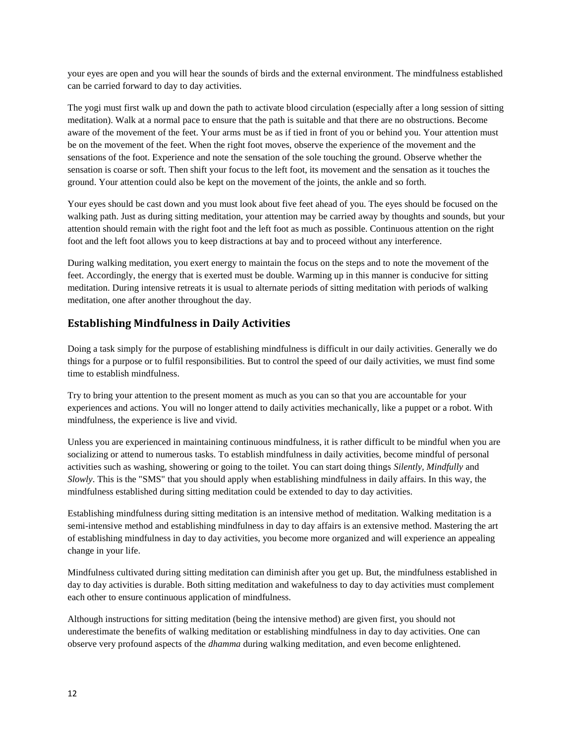your eyes are open and you will hear the sounds of birds and the external environment. The mindfulness established can be carried forward to day to day activities.

The yogi must first walk up and down the path to activate blood circulation (especially after a long session of sitting meditation). Walk at a normal pace to ensure that the path is suitable and that there are no obstructions. Become aware of the movement of the feet. Your arms must be as if tied in front of you or behind you. Your attention must be on the movement of the feet. When the right foot moves, observe the experience of the movement and the sensations of the foot. Experience and note the sensation of the sole touching the ground. Observe whether the sensation is coarse or soft. Then shift your focus to the left foot, its movement and the sensation as it touches the ground. Your attention could also be kept on the movement of the joints, the ankle and so forth.

Your eyes should be cast down and you must look about five feet ahead of you. The eyes should be focused on the walking path. Just as during sitting meditation, your attention may be carried away by thoughts and sounds, but your attention should remain with the right foot and the left foot as much as possible. Continuous attention on the right foot and the left foot allows you to keep distractions at bay and to proceed without any interference.

During walking meditation, you exert energy to maintain the focus on the steps and to note the movement of the feet. Accordingly, the energy that is exerted must be double. Warming up in this manner is conducive for sitting meditation. During intensive retreats it is usual to alternate periods of sitting meditation with periods of walking meditation, one after another throughout the day.

## Establishing Mindfulness in Daily Activities

Doing a task simply for the purpose of establishing mindfulness is difficult in our daily activities. Generally we do things for a purpose or to fulfil responsibilities. But to control the speed of our daily activities, we must find some time to establish mindfulness.

Try to bring your attention to the present moment as much as you can so that you are accountable for your experiences and actions. You will no longer attend to daily activities mechanically, like a puppet or a robot. With mindfulness, the experience is live and vivid.

Unless you are experienced in maintaining continuous mindfulness, it is rather difficult to be mindful when you are socializing or attend to numerous tasks. To establish mindfulness in daily activities, become mindful of personal activities such as washing, showering or going to the toilet. You can start doing things *Silently*, *Mindfully* and *Slowly*. This is the "SMS" that you should apply when establishing mindfulness in daily affairs. In this way, the mindfulness established during sitting meditation could be extended to day to day activities.

Establishing mindfulness during sitting meditation is an intensive method of meditation. Walking meditation is a semi-intensive method and establishing mindfulness in day to day affairs is an extensive method. Mastering the art of establishing mindfulness in day to day activities, you become more organized and will experience an appealing change in your life.

Mindfulness cultivated during sitting meditation can diminish after you get up. But, the mindfulness established in day to day activities is durable. Both sitting meditation and wakefulness to day to day activities must complement each other to ensure continuous application of mindfulness.

Although instructions for sitting meditation (being the intensive method) are given first, you should not underestimate the benefits of walking meditation or establishing mindfulness in day to day activities. One can observe very profound aspects of the *dhamma* during walking meditation, and even become enlightened.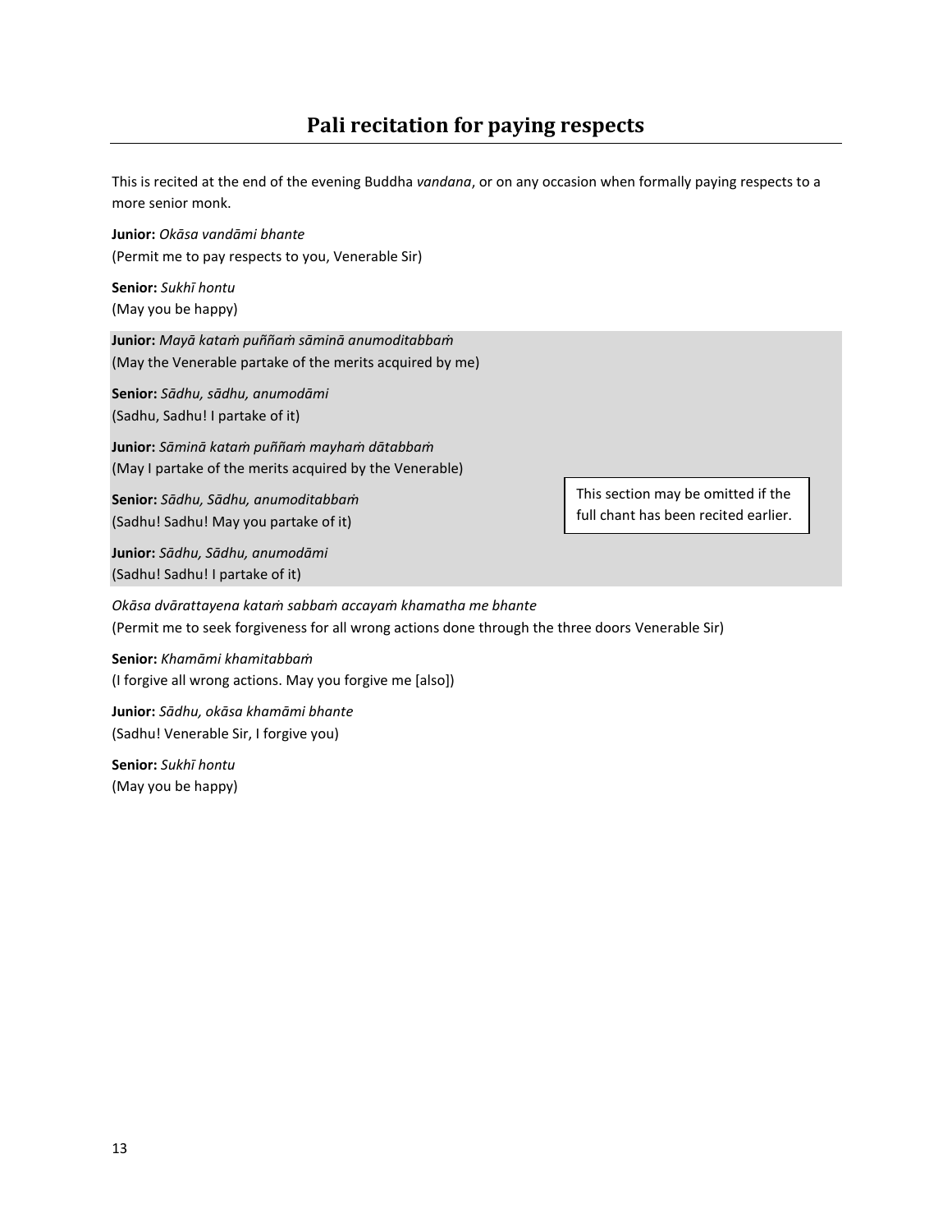# Pali recitation for paying respects

This is recited at the end of the evening Buddha *vandana*, or on any occasion when formally paying respects to a more senior monk.

**Junior:** *Okāsa vandāmi bhante*
(Permit me to pay respects to you, Venerable Sir)

**Senior:** *Sukhī hontu*
(May you be happy)

**Junior:** *Mayā kataṁ puññaṁ sāminā anumoditabbaṁ*
(May the Venerable partake of the merits acquired by me)

**Senior:** *Sādhu, sādhu, anumodāmi*
(Sadhu, Sadhu! I partake of it)

**Junior:** *Sāminā kataṁ puññaṁ mayhaṁ dātabbaṁ*
(May I partake of the merits acquired by the Venerable)

**Senior:** *Sādhu, Sādhu, anumoditabbaṁ*
(Sadhu! Sadhu! May you partake of it)

**Junior:** *Sādhu, Sādhu, anumodāmi*
(Sadhu! Sadhu! I partake of it)

> This section may be omitted if the full chant has been recited earlier.

*Okāsa dvārattayena kataṁ sabbaṁ accayaṁ khamatha me bhante*
(Permit me to seek forgiveness for all wrong actions done through the three doors Venerable Sir)

**Senior:** *Khamāmi khamitabbaṁ*
(I forgive all wrong actions. May you forgive me [also])

**Junior:** *Sādhu, okāsa khamāmi bhante*
(Sadhu! Venerable Sir, I forgive you)

**Senior:** *Sukhī hontu*
(May you be happy)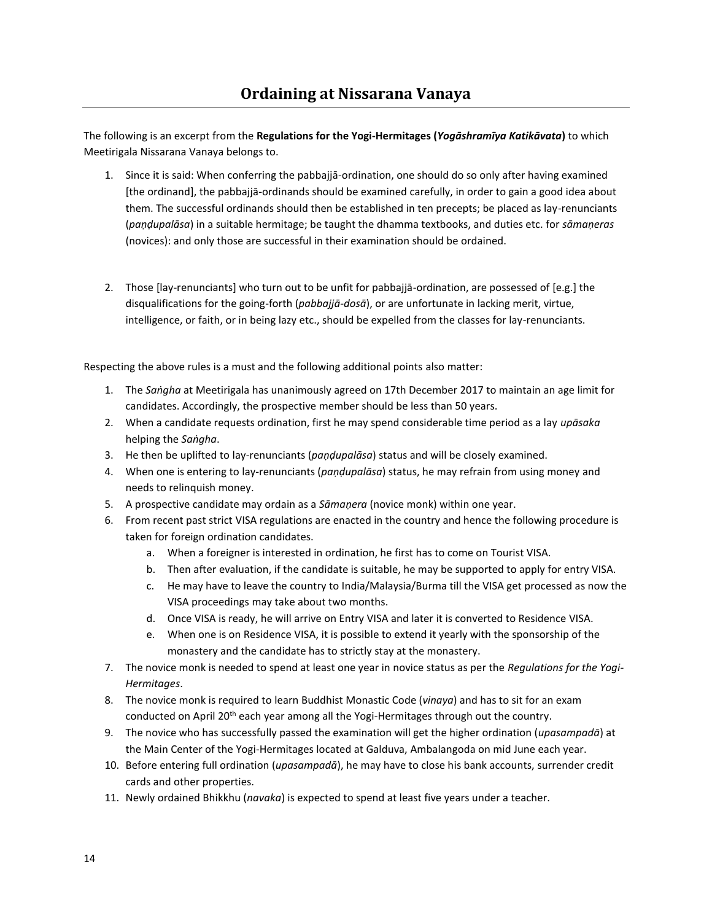# Ordaining at Nissarana Vanaya

The following is an excerpt from the **Regulations for the Yogi-Hermitages (*Yogāshramīya Katikāvata*)** to which Meetirigala Nissarana Vanaya belongs to.

1. Since it is said: When conferring the pabbajjā-ordination, one should do so only after having examined [the ordinand], the pabbajjā-ordinands should be examined carefully, in order to gain a good idea about them. The successful ordinands should then be established in ten precepts; be placed as lay-renunciants (*paṇḍupalāsa*) in a suitable hermitage; be taught the dhamma textbooks, and duties etc. for *sāmaṇeras* (novices): and only those are successful in their examination should be ordained.

2. Those [lay-renunciants] who turn out to be unfit for pabbajjā-ordination, are possessed of [e.g.] the disqualifications for the going-forth (*pabbajjā-dosā*), or are unfortunate in lacking merit, virtue, intelligence, or faith, or in being lazy etc., should be expelled from the classes for lay-renunciants.

Respecting the above rules is a must and the following additional points also matter:

1. The *Saṅgha* at Meetirigala has unanimously agreed on 17th December 2017 to maintain an age limit for candidates. Accordingly, the prospective member should be less than 50 years.
2. When a candidate requests ordination, first he may spend considerable time period as a lay *upāsaka* helping the *Saṅgha*.
3. He then be uplifted to lay-renunciants (*paṇḍupalāsa*) status and will be closely examined.
4. When one is entering to lay-renunciants (*paṇḍupalāsa*) status, he may refrain from using money and needs to relinquish money.
5. A prospective candidate may ordain as a *Sāmaṇera* (novice monk) within one year.
6. From recent past strict VISA regulations are enacted in the country and hence the following procedure is taken for foreign ordination candidates.
   a. When a foreigner is interested in ordination, he first has to come on Tourist VISA.
   b. Then after evaluation, if the candidate is suitable, he may be supported to apply for entry VISA.
   c. He may have to leave the country to India/Malaysia/Burma till the VISA get processed as now the VISA proceedings may take about two months.
   d. Once VISA is ready, he will arrive on Entry VISA and later it is converted to Residence VISA.
   e. When one is on Residence VISA, it is possible to extend it yearly with the sponsorship of the monastery and the candidate has to strictly stay at the monastery.
7. The novice monk is needed to spend at least one year in novice status as per the *Regulations for the Yogi-Hermitages*.
8. The novice monk is required to learn Buddhist Monastic Code (*vinaya*) and has to sit for an exam conducted on April 20th each year among all the Yogi-Hermitages through out the country.
9. The novice who has successfully passed the examination will get the higher ordination (*upasampadā*) at the Main Center of the Yogi-Hermitages located at Galduva, Ambalangoda on mid June each year.
10. Before entering full ordination (*upasampadā*), he may have to close his bank accounts, surrender credit cards and other properties.
11. Newly ordained Bhikkhu (*navaka*) is expected to spend at least five years under a teacher.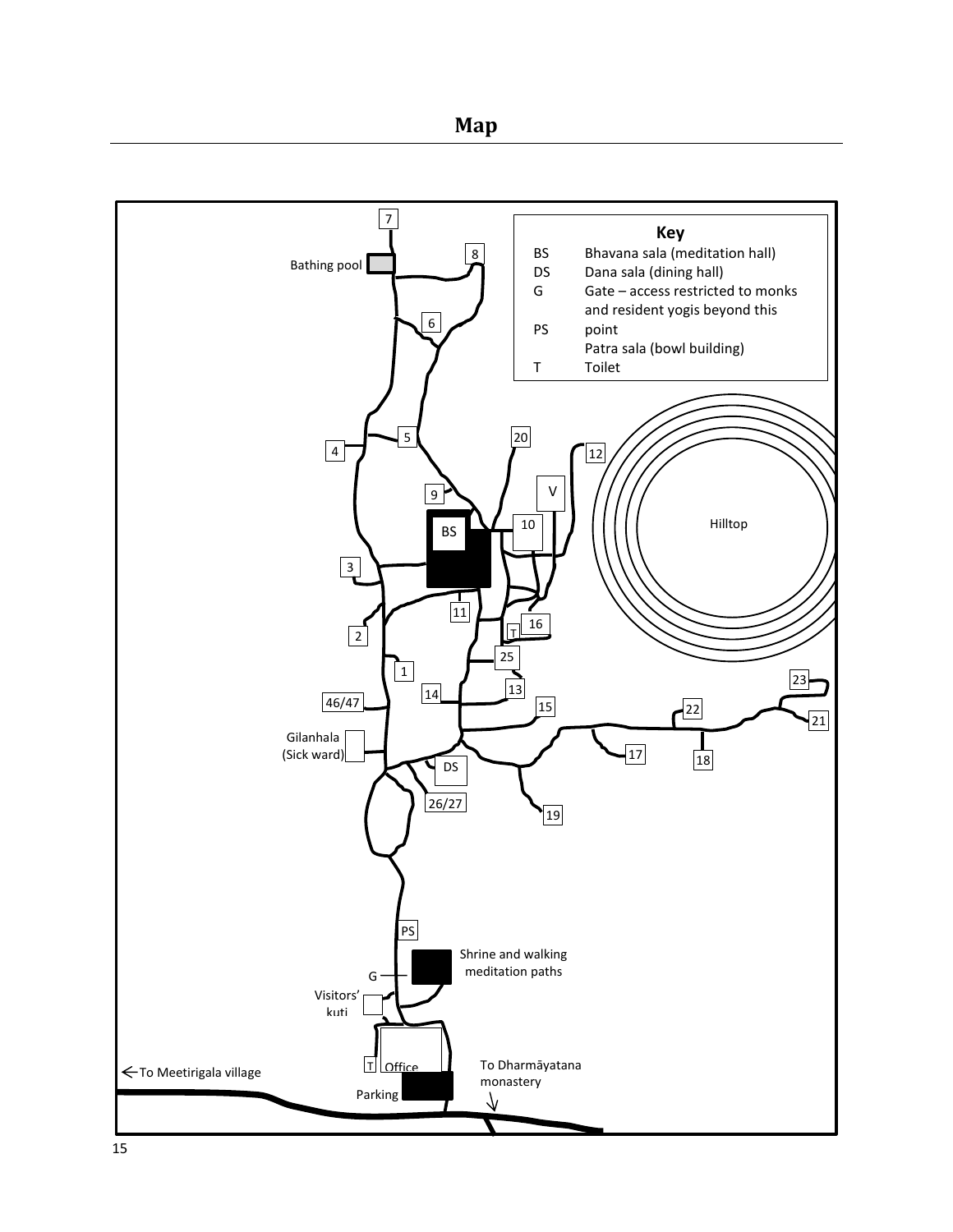# Map

**Key**

BS Bhavana sala (meditation hall)
DS Dana sala (dining hall)
G Gate – access restricted to monks and resident yogis beyond this point
PS Patra sala (bowl building)
T Toilet

7
8
Bathing pool
6
5
4
20
12
9
V
BS
10
Hilltop
3
11
2
T
16
25
1
13
14
46/47
15
23
22
21
Gilanhala (Sick ward)
17
18
DS
26/27
19
PS
Shrine and walking meditation paths
G
Visitors' kuti
T
Office
Parking
← To Meetirigala village
To Dharmāyatana monastery